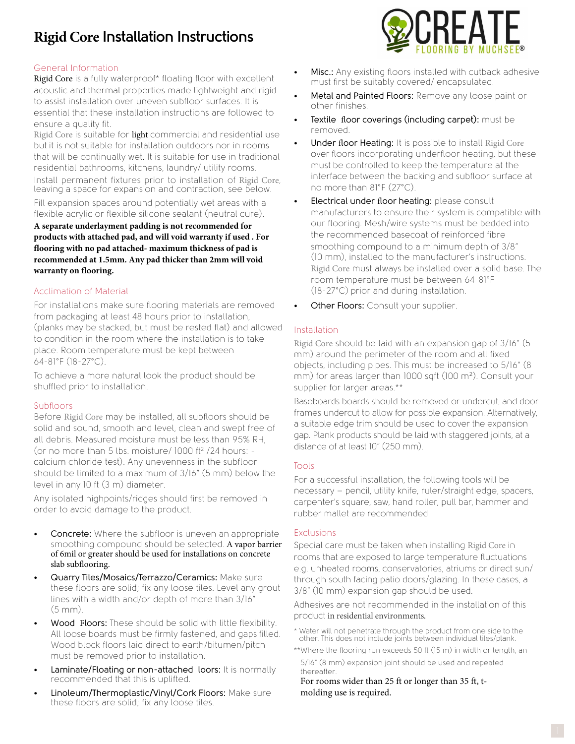# Rigid Core Installation Instructions

CREATE
FLOORING BY MUCHSEE®

## General Information

Rigid Core is a fully waterproof* floating floor with excellent acoustic and thermal properties made lightweight and rigid to assist installation over uneven subfloor surfaces. It is essential that these installation instructions are followed to ensure a quality fit.

Rigid Core is suitable for **light** commercial and residential use but it is not suitable for installation outdoors nor in rooms that will be continually wet. It is suitable for use in traditional residential bathrooms, kitchens, laundry/ utility rooms.

Install permanent fixtures prior to installation of Rigid Core, leaving a space for expansion and contraction, see below.

Fill expansion spaces around potentially wet areas with a flexible acrylic or flexible silicone sealant (neutral cure).

**A separate underlayment padding is not recommended for products with attached pad, and will void warranty if used . For flooring with no pad attached- maximum thickness of pad is recommended at 1.5mm. Any pad thicker than 2mm will void warranty on flooring.**

## Acclimation of Material

For installations make sure flooring materials are removed from packaging at least 48 hours prior to installation, (planks may be stacked, but must be rested flat) and allowed to condition in the room where the installation is to take place. Room temperature must be kept between 64-81°F (18-27°C).

To achieve a more natural look the product should be shuffled prior to installation.

## Subfloors

Before Rigid Core may be installed, all subfloors should be solid and sound, smooth and level, clean and swept free of all debris. Measured moisture must be less than 95% RH, (or no more than 5 lbs. moisture/ 1000 ft² /24 hours: - calcium chloride test). Any unevenness in the subfloor should be limited to a maximum of 3/16" (5 mm) below the level in any 10 ft (3 m) diameter.

Any isolated highpoints/ridges should first be removed in order to avoid damage to the product.

- Concrete: Where the subfloor is uneven an appropriate smoothing compound should be selected. **A vapor barrier of 6mil or greater should be used for installations on concrete slab subflooring.**
- Quarry Tiles/Mosaics/Terrazzo/Ceramics: Make sure these floors are solid; fix any loose tiles. Level any grout lines with a width and/or depth of more than 3/16" (5 mm).
- Wood Floors: These should be solid with little flexibility. All loose boards must be firmly fastened, and gaps filled. Wood block floors laid direct to earth/bitumen/pitch must be removed prior to installation.
- Laminate/Floating or non-attached loors: It is normally recommended that this is uplifted.
- Linoleum/Thermoplastic/Vinyl/Cork Floors: Make sure these floors are solid; fix any loose tiles.
- Misc.: Any existing floors installed with cutback adhesive must first be suitably covered/ encapsulated.
- Metal and Painted Floors: Remove any loose paint or other finishes.
- Textile floor coverings (including carpet): must be removed.
- Under floor Heating: It is possible to install Rigid Core over floors incorporating underfloor heating, but these must be controlled to keep the temperature at the interface between the backing and subfloor surface at no more than 81°F (27°C).
- Electrical under floor heating: please consult manufacturers to ensure their system is compatible with our flooring. Mesh/wire systems must be bedded into the recommended basecoat of reinforced fibre smoothing compound to a minimum depth of 3/8" (10 mm), installed to the manufacturer's instructions. Rigid Core must always be installed over a solid base. The room temperature must be between 64-81°F (18-27°C) prior and during installation.
- Other Floors: Consult your supplier.

## Installation

Rigid Core should be laid with an expansion gap of 3/16" (5 mm) around the perimeter of the room and all fixed objects, including pipes. This must be increased to 5/16" (8 mm) for areas larger than 1000 sqft (100 m²). Consult your supplier for larger areas.**

Baseboards boards should be removed or undercut, and door frames undercut to allow for possible expansion. Alternatively, a suitable edge trim should be used to cover the expansion gap. Plank products should be laid with staggered joints, at a distance of at least 10" (250 mm).

## Tools

For a successful installation, the following tools will be necessary – pencil, utility knife, ruler/straight edge, spacers, carpenter's square, saw, hand roller, pull bar, hammer and rubber mallet are recommended.

## Exclusions

Special care must be taken when installing Rigid Core in rooms that are exposed to large temperature fluctuations e.g. unheated rooms, conservatories, atriums or direct sun/ through south facing patio doors/glazing. In these cases, a 3/8" (10 mm) expansion gap should be used.

Adhesives are not recommended in the installation of this product in residential environments.

\* Water will not penetrate through the product from one side to the other. This does not include joints between individual tiles/plank.

**Where the flooring run exceeds 50 ft (15 m) in width or length, an 5/16" (8 mm) expansion joint should be used and repeated thereafter.

For rooms wider than 25 ft or longer than 35 ft, t-molding use is required.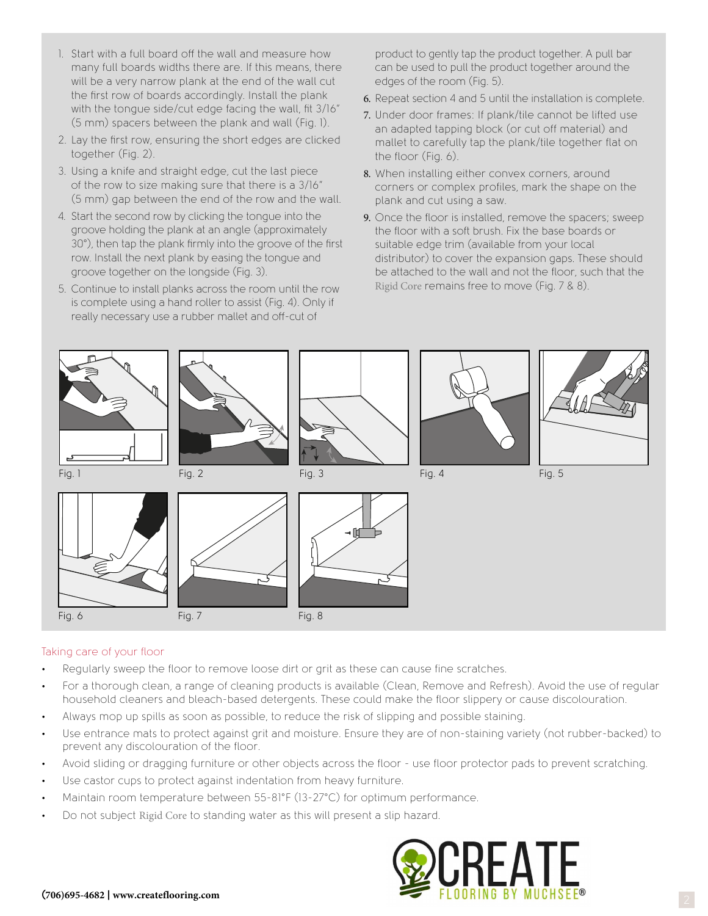1. Start with a full board off the wall and measure how many full boards widths there are. If this means, there will be a very narrow plank at the end of the wall cut the first row of boards accordingly. Install the plank with the tongue side/cut edge facing the wall, fit 3/16" (5 mm) spacers between the plank and wall (Fig. 1).
2. Lay the first row, ensuring the short edges are clicked together (Fig. 2).
3. Using a knife and straight edge, cut the last piece of the row to size making sure that there is a 3/16" (5 mm) gap between the end of the row and the wall.
4. Start the second row by clicking the tongue into the groove holding the plank at an angle (approximately 30°), then tap the plank firmly into the groove of the first row. Install the next plank by easing the tongue and groove together on the longside (Fig. 3).
5. Continue to install planks across the room until the row is complete using a hand roller to assist (Fig. 4). Only if really necessary use a rubber mallet and off-cut of product to gently tap the product together. A pull bar can be used to pull the product together around the edges of the room (Fig. 5).
6. Repeat section 4 and 5 until the installation is complete.
7. Under door frames: If plank/tile cannot be lifted use an adapted tapping block (or cut off material) and mallet to carefully tap the plank/tile together flat on the floor (Fig. 6).
8. When installing either convex corners, around corners or complex profiles, mark the shape on the plank and cut using a saw.
9. Once the floor is installed, remove the spacers; sweep the floor with a soft brush. Fix the base boards or suitable edge trim (available from your local distributor) to cover the expansion gaps. These should be attached to the wall and not the floor, such that the Rigid Core remains free to move (Fig. 7 & 8).

Fig. 1

Fig. 2

Fig. 3

Fig. 4

Fig. 5

Fig. 6

Fig. 7

Fig. 8

## Taking care of your floor

- Regularly sweep the floor to remove loose dirt or grit as these can cause fine scratches.
- For a thorough clean, a range of cleaning products is available (Clean, Remove and Refresh). Avoid the use of regular household cleaners and bleach-based detergents. These could make the floor slippery or cause discolouration.
- Always mop up spills as soon as possible, to reduce the risk of slipping and possible staining.
- Use entrance mats to protect against grit and moisture. Ensure they are of non-staining variety (not rubber-backed) to prevent any discolouration of the floor.
- Avoid sliding or dragging furniture or other objects across the floor - use floor protector pads to prevent scratching.
- Use castor cups to protect against indentation from heavy furniture.
- Maintain room temperature between 55-81°F (13-27°C) for optimum performance.
- Do not subject Rigid Core to standing water as this will present a slip hazard.

**(706)695-4682 | www.createflooring.com**

CREATE FLOORING BY MUCHSEE®